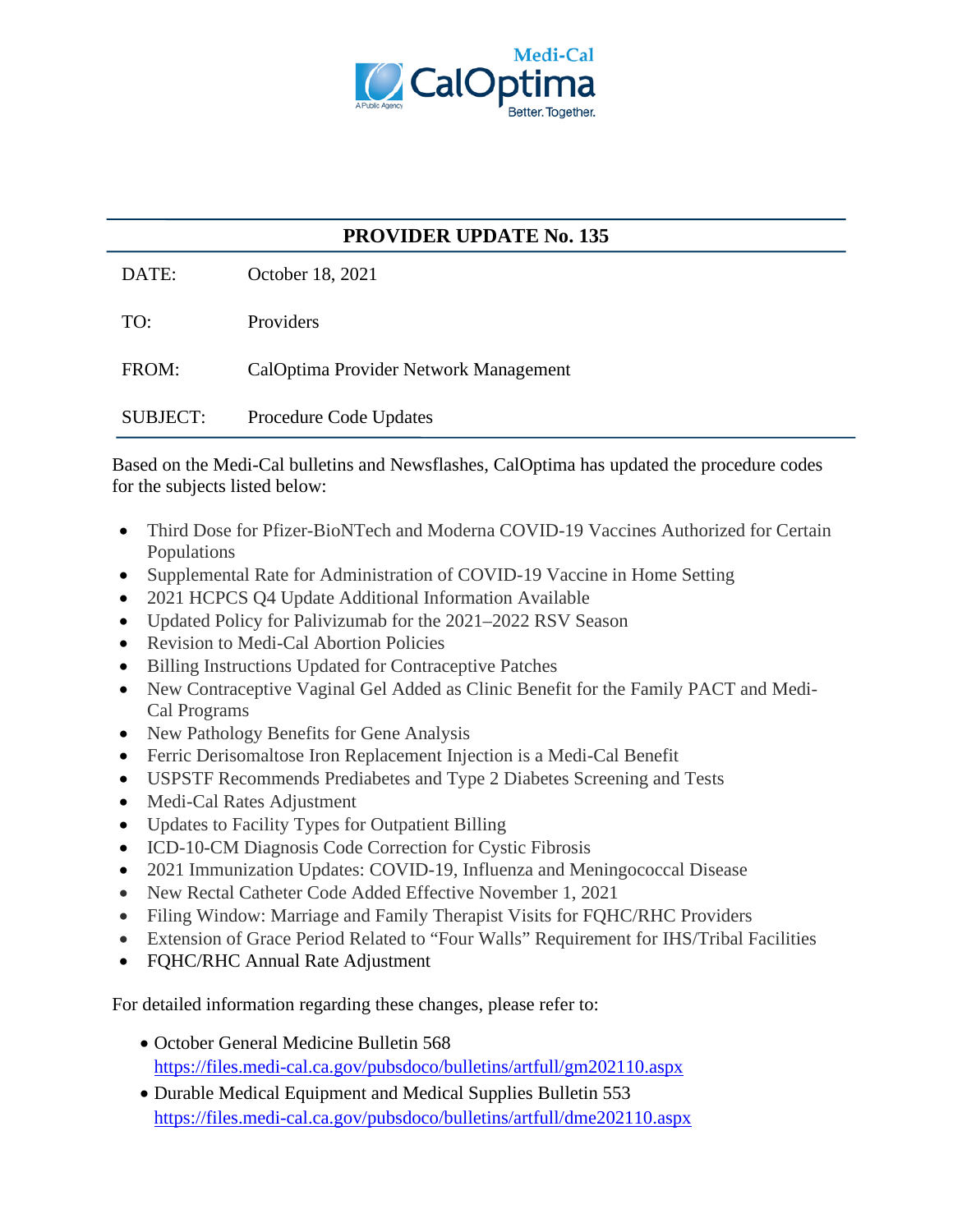Medi-Cal CalOptima

A Public Agency

Better. Together.

# PROVIDER UPDATE No. 135

| | |
|---|---|
| DATE: | October 18, 2021 |
| TO: | Providers |
| FROM: | CalOptima Provider Network Management |
| SUBJECT: | Procedure Code Updates |

Based on the Medi-Cal bulletins and Newsflashes, CalOptima has updated the procedure codes for the subjects listed below:

- Third Dose for Pfizer-BioNTech and Moderna COVID-19 Vaccines Authorized for Certain Populations
- Supplemental Rate for Administration of COVID-19 Vaccine in Home Setting
- 2021 HCPCS Q4 Update Additional Information Available
- Updated Policy for Palivizumab for the 2021–2022 RSV Season
- Revision to Medi-Cal Abortion Policies
- Billing Instructions Updated for Contraceptive Patches
- New Contraceptive Vaginal Gel Added as Clinic Benefit for the Family PACT and Medi-Cal Programs
- New Pathology Benefits for Gene Analysis
- Ferric Derisomaltose Iron Replacement Injection is a Medi-Cal Benefit
- USPSTF Recommends Prediabetes and Type 2 Diabetes Screening and Tests
- Medi-Cal Rates Adjustment
- Updates to Facility Types for Outpatient Billing
- ICD-10-CM Diagnosis Code Correction for Cystic Fibrosis
- 2021 Immunization Updates: COVID-19, Influenza and Meningococcal Disease
- New Rectal Catheter Code Added Effective November 1, 2021
- Filing Window: Marriage and Family Therapist Visits for FQHC/RHC Providers
- Extension of Grace Period Related to "Four Walls" Requirement for IHS/Tribal Facilities
- FQHC/RHC Annual Rate Adjustment

For detailed information regarding these changes, please refer to:

- October General Medicine Bulletin 568
  https://files.medi-cal.ca.gov/pubsdoco/bulletins/artfull/gm202110.aspx
- Durable Medical Equipment and Medical Supplies Bulletin 553
  https://files.medi-cal.ca.gov/pubsdoco/bulletins/artfull/dme202110.aspx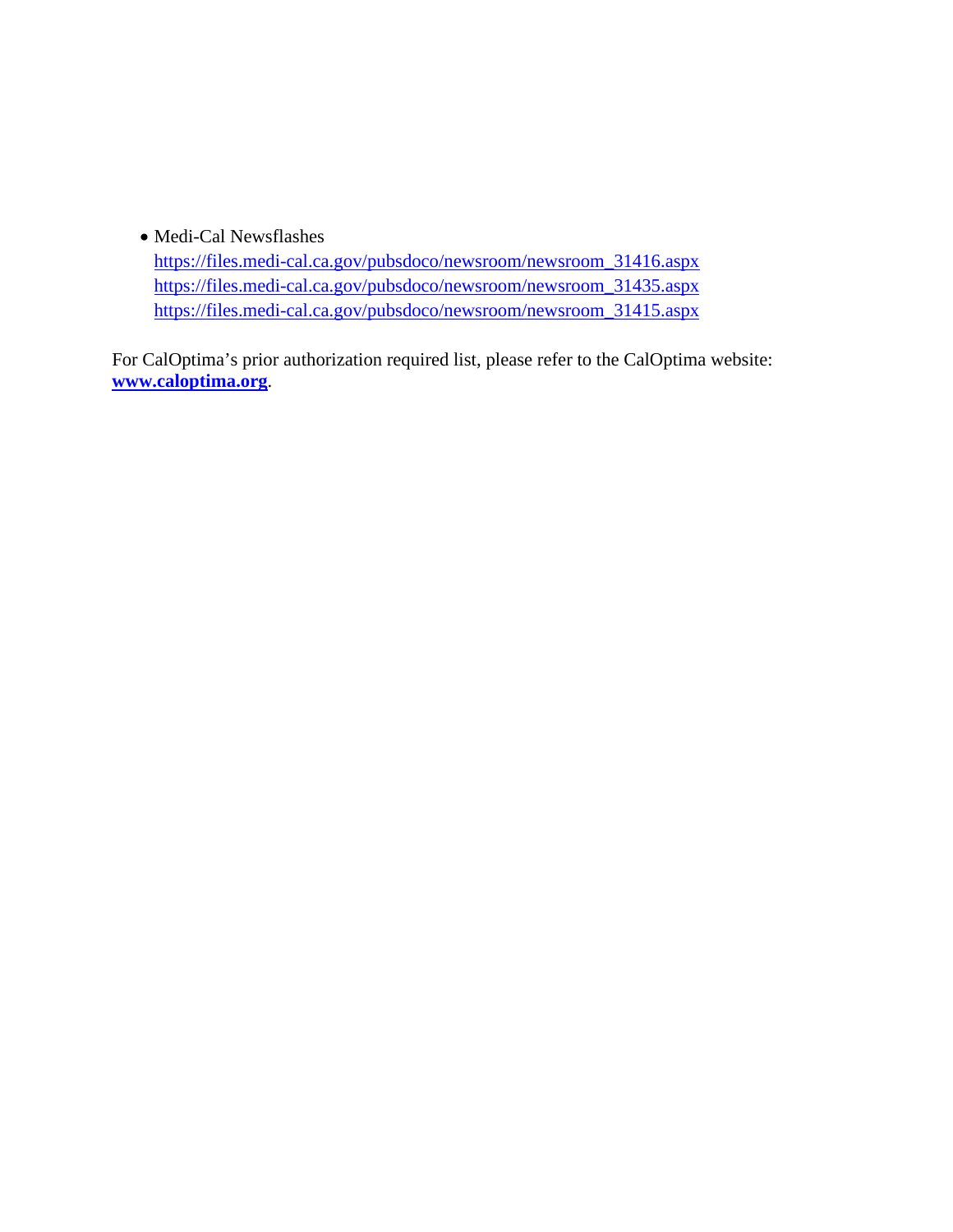- Medi-Cal Newsflashes
  https://files.medi-cal.ca.gov/pubsdoco/newsroom/newsroom_31416.aspx
  https://files.medi-cal.ca.gov/pubsdoco/newsroom/newsroom_31435.aspx
  https://files.medi-cal.ca.gov/pubsdoco/newsroom/newsroom_31415.aspx

For CalOptima's prior authorization required list, please refer to the CalOptima website: **www.caloptima.org**.